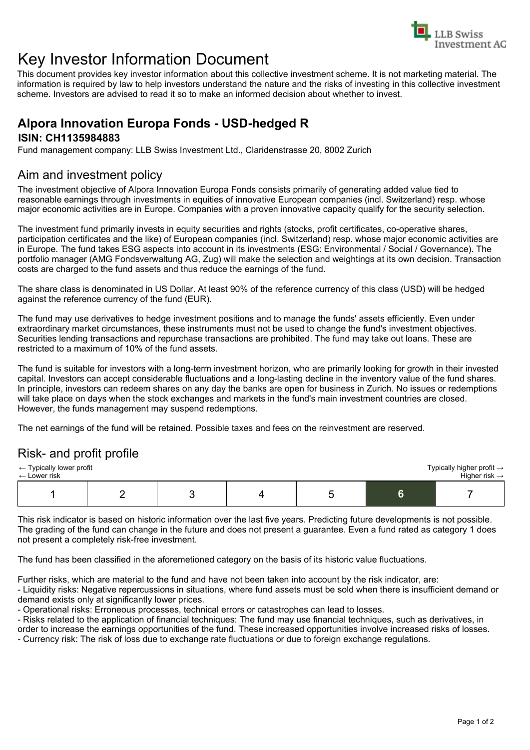LLB Swiss Investment AG

# Key Investor Information Document

This document provides key investor information about this collective investment scheme. It is not marketing material. The information is required by law to help investors understand the nature and the risks of investing in this collective investment scheme. Investors are advised to read it so to make an informed decision about whether to invest.

## Alpora Innovation Europa Fonds - USD-hedged R

### ISIN: CH1135984883

Fund management company: LLB Swiss Investment Ltd., Claridenstrasse 20, 8002 Zurich

## Aim and investment policy

The investment objective of Alpora Innovation Europa Fonds consists primarily of generating added value tied to reasonable earnings through investments in equities of innovative European companies (incl. Switzerland) resp. whose major economic activities are in Europe. Companies with a proven innovative capacity qualify for the security selection.

The investment fund primarily invests in equity securities and rights (stocks, profit certificates, co-operative shares, participation certificates and the like) of European companies (incl. Switzerland) resp. whose major economic activities are in Europe. The fund takes ESG aspects into account in its investments (ESG: Environmental / Social / Governance). The portfolio manager (AMG Fondsverwaltung AG, Zug) will make the selection and weightings at its own decision. Transaction costs are charged to the fund assets and thus reduce the earnings of the fund.

The share class is denominated in US Dollar. At least 90% of the reference currency of this class (USD) will be hedged against the reference currency of the fund (EUR).

The fund may use derivatives to hedge investment positions and to manage the funds' assets efficiently. Even under extraordinary market circumstances, these instruments must not be used to change the fund's investment objectives. Securities lending transactions and repurchase transactions are prohibited. The fund may take out loans. These are restricted to a maximum of 10% of the fund assets.

The fund is suitable for investors with a long-term investment horizon, who are primarily looking for growth in their invested capital. Investors can accept considerable fluctuations and a long-lasting decline in the inventory value of the fund shares. In principle, investors can redeem shares on any day the banks are open for business in Zurich. No issues or redemptions will take place on days when the stock exchanges and markets in the fund's main investment countries are closed. However, the funds management may suspend redemptions.

The net earnings of the fund will be retained. Possible taxes and fees on the reinvestment are reserved.

## Risk- and profit profile

← Typically lower profit — Typically higher profit →
← Lower risk — Higher risk →

| 1 | 2 | 3 | 4 | 5 | **6** | 7 |
|---|---|---|---|---|---|---|

This risk indicator is based on historic information over the last five years. Predicting future developments is not possible. The grading of the fund can change in the future and does not present a guarantee. Even a fund rated as category 1 does not present a completely risk-free investment.

The fund has been classified in the aforemetioned category on the basis of its historic value fluctuations.

Further risks, which are material to the fund and have not been taken into account by the risk indicator, are:

- Liquidity risks: Negative repercussions in situations, where fund assets must be sold when there is insufficient demand or demand exists only at significantly lower prices.
- Operational risks: Erroneous processes, technical errors or catastrophes can lead to losses.
- Risks related to the application of financial techniques: The fund may use financial techniques, such as derivatives, in order to increase the earnings opportunities of the fund. These increased opportunities involve increased risks of losses.
- Currency risk: The risk of loss due to exchange rate fluctuations or due to foreign exchange regulations.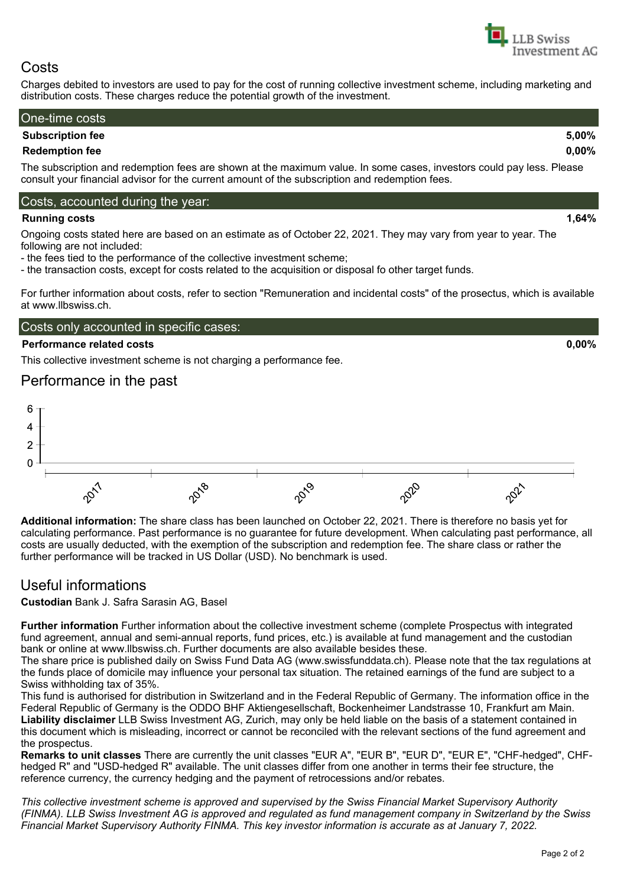## Costs

Charges debited to investors are used to pay for the cost of running collective investment scheme, including marketing and distribution costs. These charges reduce the potential growth of the investment.

### One-time costs

| | |
|---|---|
| **Subscription fee** | **5,00%** |
| **Redemption fee** | **0,00%** |

The subscription and redemption fees are shown at the maximum value. In some cases, investors could pay less. Please consult your financial advisor for the current amount of the subscription and redemption fees.

### Costs, accounted during the year:

| | |
|---|---|
| **Running costs** | **1,64%** |

Ongoing costs stated here are based on an estimate as of October 22, 2021. They may vary from year to year. The following are not included:
- the fees tied to the performance of the collective investment scheme;
- the transaction costs, except for costs related to the acquisition or disposal fo other target funds.

For further information about costs, refer to section "Remuneration and incidental costs" of the prosectus, which is available at www.llbswiss.ch.

### Costs only accounted in specific cases:

| | |
|---|---|
| **Performance related costs** | **0,00%** |

This collective investment scheme is not charging a performance fee.

## Performance in the past

6
4
2
0
2017
2018
2019
2020
2021

**Additional information:** The share class has been launched on October 22, 2021. There is therefore no basis yet for calculating performance. Past performance is no guarantee for future development. When calculating past performance, all costs are usually deducted, with the exemption of the subscription and redemption fee. The share class or rather the further performance will be tracked in US Dollar (USD). No benchmark is used.

## Useful informations

**Custodian** Bank J. Safra Sarasin AG, Basel

**Further information** Further information about the collective investment scheme (complete Prospectus with integrated fund agreement, annual and semi-annual reports, fund prices, etc.) is available at fund management and the custodian bank or online at www.llbswiss.ch. Further documents are also available besides these.
The share price is published daily on Swiss Fund Data AG (www.swissfunddata.ch). Please note that the tax regulations at the funds place of domicile may influence your personal tax situation. The retained earnings of the fund are subject to a Swiss withholding tax of 35%.
This fund is authorised for distribution in Switzerland and in the Federal Republic of Germany. The information office in the Federal Republic of Germany is the ODDO BHF Aktiengesellschaft, Bockenheimer Landstrasse 10, Frankfurt am Main.
**Liability disclaimer** LLB Swiss Investment AG, Zurich, may only be held liable on the basis of a statement contained in this document which is misleading, incorrect or cannot be reconciled with the relevant sections of the fund agreement and the prospectus.
**Remarks to unit classes** There are currently the unit classes "EUR A", "EUR B", "EUR D", "EUR E", "CHF-hedged", CHF-hedged R" and "USD-hedged R" available. The unit classes differ from one another in terms their fee structure, the reference currency, the currency hedging and the payment of retrocessions and/or rebates.

*This collective investment scheme is approved and supervised by the Swiss Financial Market Supervisory Authority (FINMA). LLB Swiss Investment AG is approved and regulated as fund management company in Switzerland by the Swiss Financial Market Supervisory Authority FINMA. This key investor information is accurate as at January 7, 2022.*